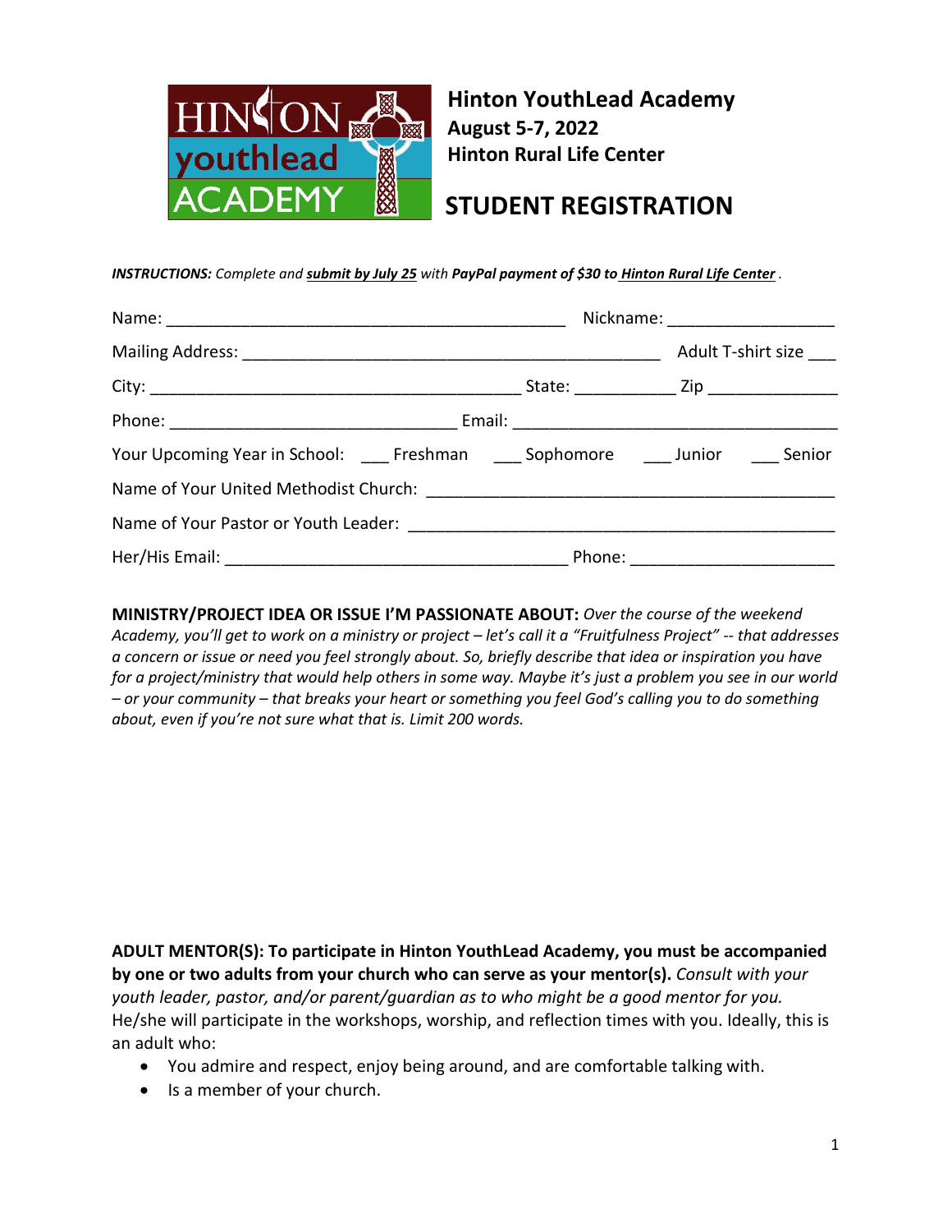# Hinton YouthLead Academy

**August 5-7, 2022**

**Hinton Rural Life Center**

## STUDENT REGISTRATION

***INSTRUCTIONS:*** *Complete and* ***submit by July 25*** *with* ***PayPal payment of $30 to Hinton Rural Life Center***.

Name: ___________________________________________ Nickname: __________________

Mailing Address: _____________________________________________ Adult T-shirt size ___

City: ________________________________________ State: ___________ Zip ______________

Phone: _______________________________ Email: ___________________________________

Your Upcoming Year in School: ___ Freshman ___ Sophomore ___ Junior ___ Senior

Name of Your United Methodist Church: _____________________________________________

Name of Your Pastor or Youth Leader: ______________________________________________

Her/His Email: _____________________________________ Phone: _____________________

**MINISTRY/PROJECT IDEA OR ISSUE I'M PASSIONATE ABOUT:** *Over the course of the weekend Academy, you'll get to work on a ministry or project – let's call it a "Fruitfulness Project" -- that addresses a concern or issue or need you feel strongly about. So, briefly describe that idea or inspiration you have for a project/ministry that would help others in some way. Maybe it's just a problem you see in our world – or your community – that breaks your heart or something you feel God's calling you to do something about, even if you're not sure what that is. Limit 200 words.*

**ADULT MENTOR(S): To participate in Hinton YouthLead Academy, you must be accompanied by one or two adults from your church who can serve as your mentor(s).** *Consult with your youth leader, pastor, and/or parent/guardian as to who might be a good mentor for you.* He/she will participate in the workshops, worship, and reflection times with you. Ideally, this is an adult who:

- You admire and respect, enjoy being around, and are comfortable talking with.
- Is a member of your church.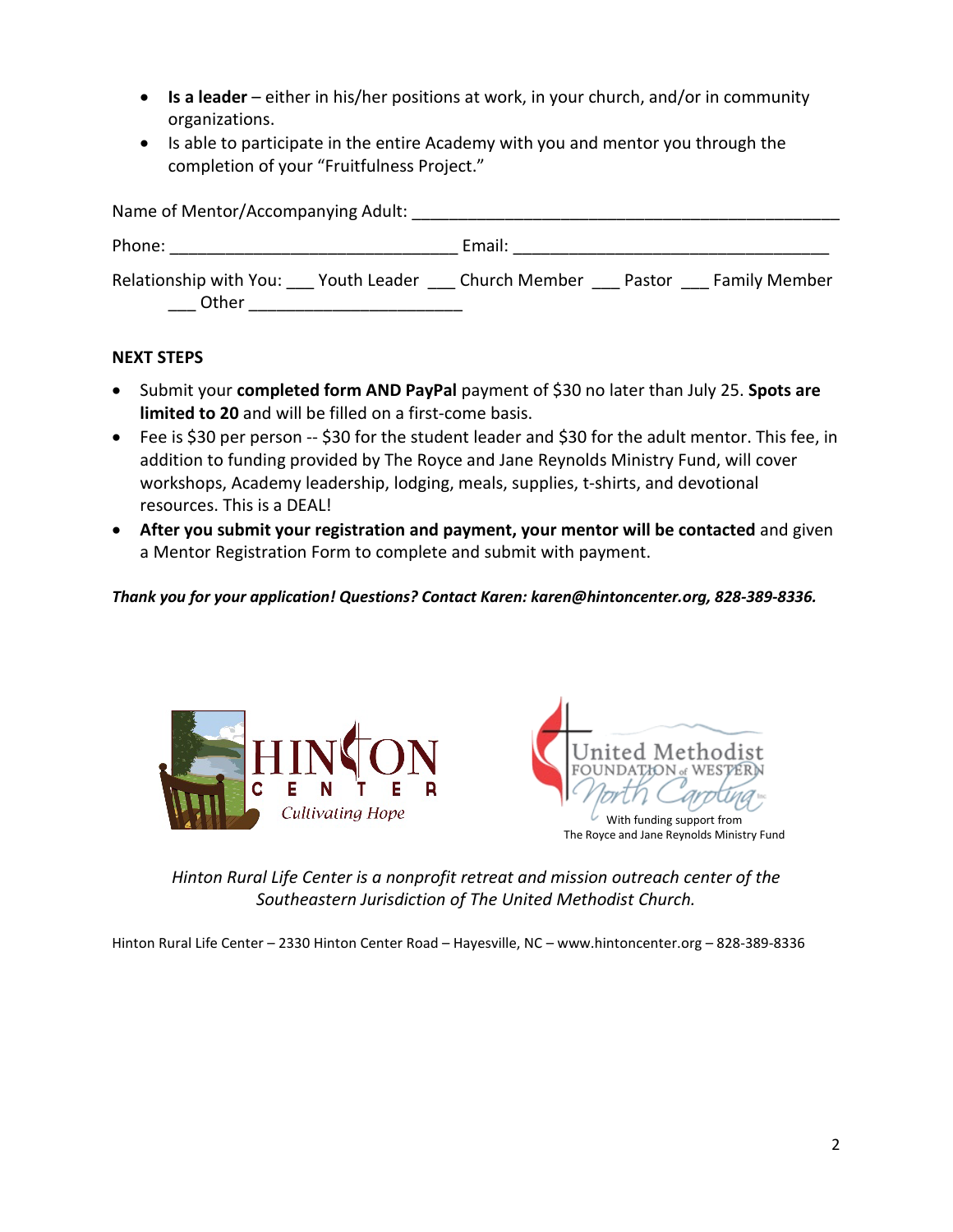- **Is a leader** – either in his/her positions at work, in your church, and/or in community organizations.
- Is able to participate in the entire Academy with you and mentor you through the completion of your "Fruitfulness Project."

Name of Mentor/Accompanying Adult: _______________________________________________

Phone: ______________________________ Email: ________________________________

Relationship with You: ___ Youth Leader ___ Church Member ___ Pastor ___ Family Member ___ Other ______________________

**NEXT STEPS**

- Submit your **completed form AND PayPal** payment of $30 no later than July 25. **Spots are limited to 20** and will be filled on a first-come basis.
- Fee is $30 per person -- $30 for the student leader and $30 for the adult mentor. This fee, in addition to funding provided by The Royce and Jane Reynolds Ministry Fund, will cover workshops, Academy leadership, lodging, meals, supplies, t-shirts, and devotional resources. This is a DEAL!
- **After you submit your registration and payment, your mentor will be contacted** and given a Mentor Registration Form to complete and submit with payment.

***Thank you for your application! Questions? Contact Karen: karen@hintoncenter.org, 828-389-8336.***

HINTON CENTER Cultivating Hope

United Methodist FOUNDATION of WESTERN North Carolina Inc

With funding support from The Royce and Jane Reynolds Ministry Fund

*Hinton Rural Life Center is a nonprofit retreat and mission outreach center of the Southeastern Jurisdiction of The United Methodist Church.*

Hinton Rural Life Center – 2330 Hinton Center Road – Hayesville, NC – www.hintoncenter.org – 828-389-8336